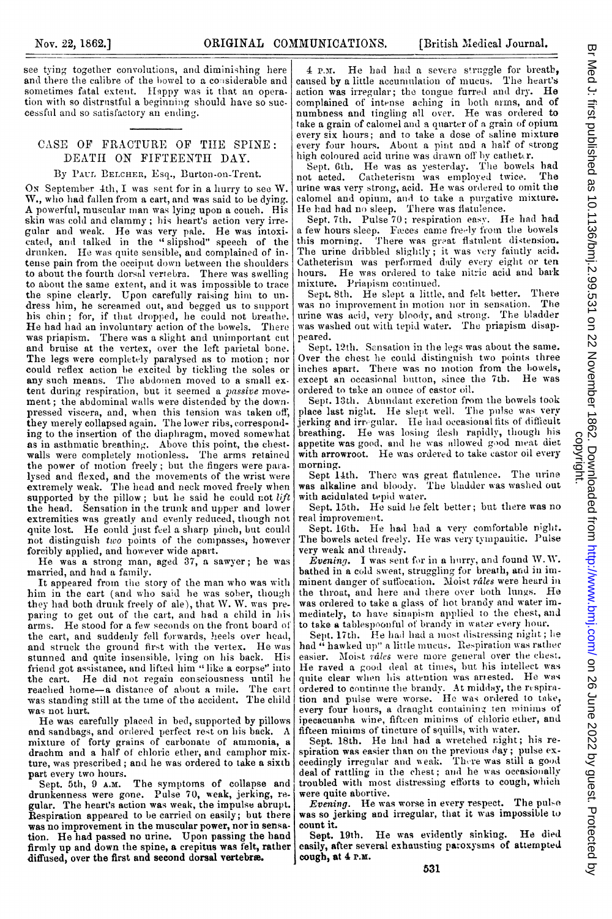see tying together convolutions, and diminishing here and there the calibre of the bowel to a considerable and sometimes fatal extent. Happy was it that an operation with so distrustful a beginning should have so successful and so satisfactory an ending.

## CASE OF FRACTURE OF THE SPINE: DEATH ON FIFTEENTH DAY.

By Paul Belcher, Esq., Burton-on-Trent.

On September 4th, I was sent for in a hurry to see W. W., who had fallen from a cart, and was said to be dying. A powerful, muscular man was lying upon a couch. His skin was cold and clammy; his heart's action very irregular and weak. He was very pale. He was intoxicated, and talked in the "slipshod" speech of the drunken. He was quite sensible, and complained of intense pain from the occiput down between the shoulders to about the fourth dorsal vertebra. There was swelling to about the same extent, and it was impossible to trace the spine clearly. Upon carefully raising him to undress him, he screamed out, and begged us to support his chin; for, if that dropped, he could not breathe. He had had an involuntary action of the bowels. There was priapism. There was a slight and unimportant cut and bruise at the vertex, over the left parietal bone. The legs were completely paralysed as to motion; nor could reflex action be excited by tickling the soles or any such means. The abdomen moved to a small extent during respiration, but it seemed a *passive* movement; the abdominal walls were distended by the down-pressed viscera, and, when this tension was taken off, they merely collapsed again. The lower ribs, corresponding to the insertion of the diaphragm, moved somewhat as in asthmatic breathing. Above this point, the chest-walls were completely motionless. The arms retained the power of motion freely; but the fingers were paralysed and flexed, and the movements of the wrist were extremely weak. The head and neck moved freely when supported by the pillow; but he said he could not *lift* the head. Sensation in the trunk and upper and lower extremities was greatly and evenly reduced, though not quite lost. He could just feel a sharp pinch, but could not distinguish *two* points of the compasses, however forcibly applied, and however wide apart.

He was a strong man, aged 37, a sawyer; he was married, and had a family.

It appeared from the story of the man who was with him in the cart (and who said he was sober, though they had both drunk freely of ale), that W. W. was preparing to get out of the cart, and had a child in his arms. He stood for a few seconds on the front board of the cart, and suddenly fell forwards, heels over head, and struck the ground first with the vertex. He was stunned and quite insensible, lying on his back. His friend got assistance, and lifted him "like a corpse" into the cart. He did not regain consciousness until he reached home—a distance of about a mile. The cart was standing still at the time of the accident. The child was not hurt.

He was carefully placed in bed, supported by pillows and sandbags, and ordered perfect rest on his back. A mixture of forty grains of carbonate of ammonia, a drachm and a half of chloric ether, and camphor mixture, was prescribed; and he was ordered to take a sixth part every two hours.

Sept. 5th, 9 A.M. The symptoms of collapse and drunkenness were gone. Pulse 70, weak, jerking, regular. The heart's action was weak, the impulse abrupt. Respiration appeared to be carried on easily; but there was no improvement in the muscular power, nor in sensation. He had passed no urine. Upon passing the hand firmly up and down the spine, a crepitus was felt, rather diffused, over the first and second dorsal vertebræ.

4 P.M. He had had a severe struggle for breath, caused by a little accumulation of mucus. The heart's action was irregular; the tongue furred and dry. He complained of intense aching in both arms, and of numbness and tingling all over. He was ordered to take a grain of calomel and a quarter of a grain of opium every six hours; and to take a dose of saline mixture every four hours. About a pint and a half of strong high coloured acid urine was drawn off by catheter.

Sept. 6th. He was as yesterday. The bowels had not acted. Catheterism was employed twice. The urine was very strong, acid. He was ordered to omit the calomel and opium, and to take a purgative mixture. He had had no sleep. There was flatulence.

Sept. 7th. Pulse 70; respiration easy. He had had a few hours sleep. Fæces came freely from the bowels this morning. There was great flatulent distension. The urine dribbled slightly; it was very faintly acid. Catheterism was performed daily every eight or ten hours. He was ordered to take nitric acid and bark mixture. Priapism continued.

Sept. 8th. He slept a little, and felt better. There was no improvement in motion nor in sensation. The urine was acid, very bloody, and strong. The bladder was washed out with tepid water. The priapism disappeared.

Sept. 12th. Sensation in the legs was about the same. Over the chest he could distinguish two points three inches apart. There was no motion from the bowels, except an occasional button, since the 7th. He was ordered to take an ounce of castor oil.

Sept. 13th. Abundant excretion from the bowels took place last night. He slept well. The pulse was very jerking and irregular. He had occasional fits of difficult breathing. He was losing flesh rapidly, though his appetite was good, and he was allowed good meat diet with arrowroot. He was ordered to take castor oil every morning.

Sept 14th. There was great flatulence. The urine was alkaline and bloody. The bladder was washed out with acidulated tepid water.

Sept. 15th. He said he felt better; but there was no real improvement.

Sept. 16th. He had had a very comfortable night. The bowels acted freely. He was very tympanitic. Pulse very weak and thready.

*Evening.* I was sent for in a hurry, and found W. W. bathed in a cold sweat, struggling for breath, and in imminent danger of suffocation. Moist *râles* were heard in the throat, and here and there over both lungs. He was ordered to take a glass of hot brandy and water immediately, to have sinapism applied to the chest, and to take a tablespoonful of brandy in water every hour.

Sept. 17th. He had had a most distressing night; he had "hawked up" a little mucus. Respiration was rather easier. Moist *râles* were more general over the chest. He raved a good deal at times, but his intellect was quite clear when his attention was arrested. He was ordered to continue the brandy. At midday, the respiration and pulse were worse. He was ordered to take, every four hours, a draught containing ten minims of ipecacuanha wine, fifteen minims of chloric ether, and fifteen minims of tincture of squills, with water.

Sept. 18th. He had had a wretched night; his respiration was easier than on the previous day; pulse exceedingly irregular and weak. There was still a good deal of rattling in the chest; and he was occasionally troubled with most distressing efforts to cough, which were quite abortive.

*Evening.* He was worse in every respect. The pulse was so jerking and irregular, that it was impossible to count it.

Sept. 19th. He was evidently sinking. He died easily, after several exhausting paroxysms of attempted cough, at 4 P.M.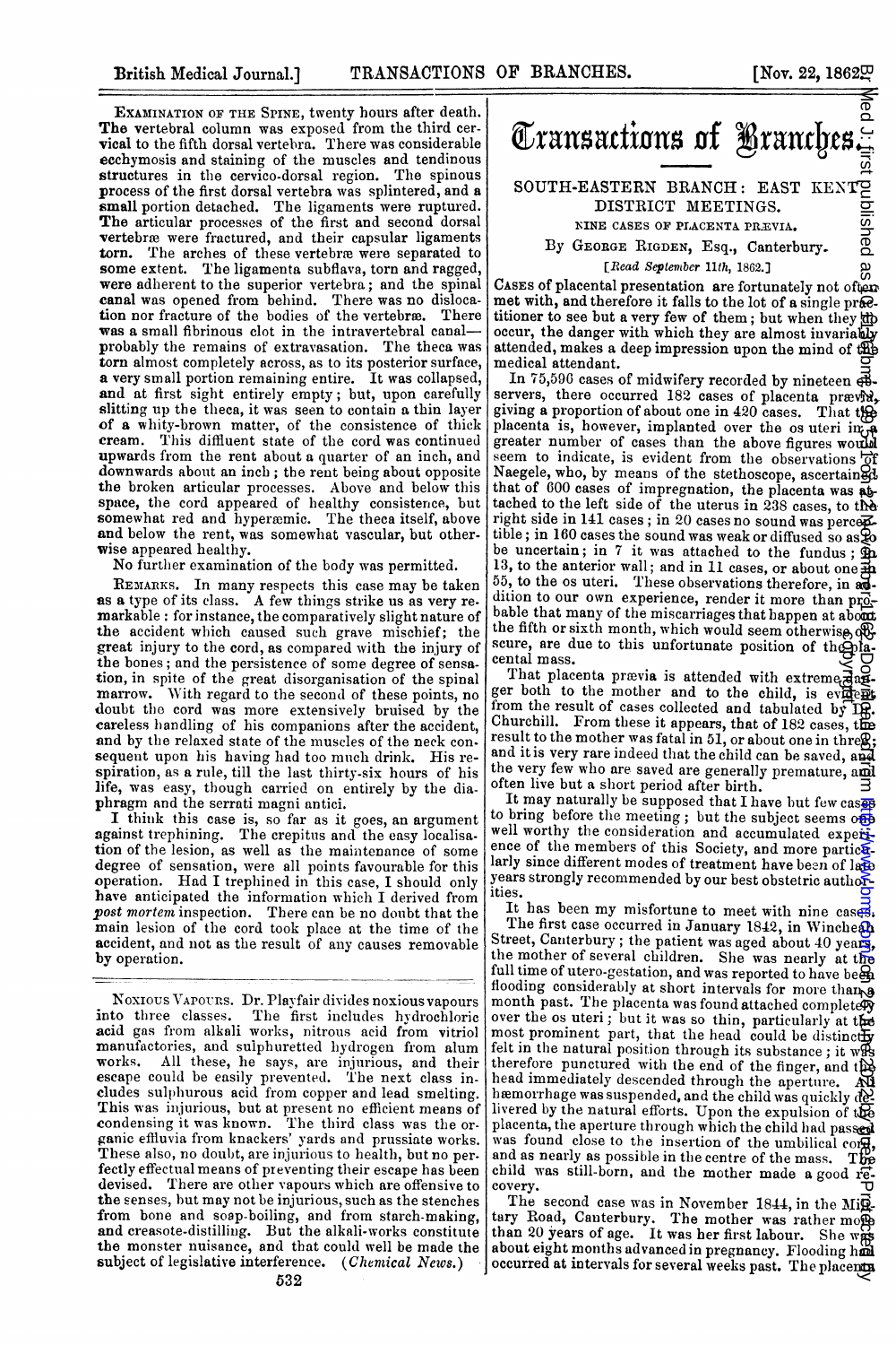**Examination of the Spine**, twenty hours after death. The vertebral column was exposed from the third cervical to the fifth dorsal vertebra. There was considerable ecchymosis and staining of the muscles and tendinous structures in the cervico-dorsal region. The spinous process of the first dorsal vertebra was splintered, and a small portion detached. The ligaments were ruptured. The articular processes of the first and second dorsal vertebræ were fractured, and their capsular ligaments torn. The arches of these vertebræ were separated to some extent. The ligamenta subflava, torn and ragged, were adherent to the superior vertebra; and the spinal canal was opened from behind. There was no dislocation nor fracture of the bodies of the vertebræ. There was a small fibrinous clot in the intravertebral canal—probably the remains of extravasation. The theca was torn almost completely across, as to its posterior surface, a very small portion remaining entire. It was collapsed, and at first sight entirely empty; but, upon carefully slitting up the theca, it was seen to contain a thin layer of a whity-brown matter, of the consistence of thick cream. This diffluent state of the cord was continued upwards from the rent about a quarter of an inch, and downwards about an inch; the rent being about opposite the broken articular processes. Above and below this space, the cord appeared of healthy consistence, but somewhat red and hyperæmic. The theca itself, above and below the rent, was somewhat vascular, but otherwise appeared healthy.

No further examination of the body was permitted.

**Remarks.** In many respects this case may be taken as a type of its class. A few things strike us as very remarkable: for instance, the comparatively slight nature of the accident which caused such grave mischief; the great injury to the cord, as compared with the injury of the bones; and the persistence of some degree of sensation, in spite of the great disorganisation of the spinal marrow. With regard to the second of these points, no doubt the cord was more extensively bruised by the careless handling of his companions after the accident, and by the relaxed state of the muscles of the neck consequent upon his having had too much drink. His respiration, as a rule, till the last thirty-six hours of his life, was easy, though carried on entirely by the diaphragm and the serrati magni antici.

I think this case is, so far as it goes, an argument against trephining. The crepitus and the easy localisation of the lesion, as well as the maintenance of some degree of sensation, were all points favourable for this operation. Had I trephined in this case, I should only have anticipated the information which I derived from *post mortem* inspection. There can be no doubt that the main lesion of the cord took place at the time of the accident, and not as the result of any causes removable by operation.

---

**Noxious Vapours.** Dr. Playfair divides noxious vapours into three classes. The first includes hydrochloric acid gas from alkali works, nitrous acid from vitriol manufactories, and sulphuretted hydrogen from alum works. All these, he says, are injurious, and their escape could be easily prevented. The next class includes sulphurous acid from copper and lead smelting. This was injurious, but at present no efficient means of condensing it was known. The third class was the organic effluvia from knackers' yards and prussiate works. These also, no doubt, are injurious to health, but no perfectly effectual means of preventing their escape has been devised. There are other vapours which are offensive to the senses, but may not be injurious, such as the stenches from bone and soap-boiling, and from starch-making, and creasote-distilling. But the alkali-works constitute the monster nuisance, and that could well be made the subject of legislative interference. (*Chemical News.*)

# Transactions of Branches.

## SOUTH-EASTERN BRANCH: EAST KENT DISTRICT MEETINGS.

### NINE CASES OF PLACENTA PRÆVIA.

By George Rigden, Esq., Canterbury.

[*Read September 11th, 1862.*]

Cases of placental presentation are fortunately not often met with, and therefore it falls to the lot of a single practitioner to see but a very few of them; but when they do occur, the danger with which they are almost invariably attended, makes a deep impression upon the mind of the medical attendant.

In 75,596 cases of midwifery recorded by nineteen observers, there occurred 182 cases of placenta prævia, giving a proportion of about one in 420 cases. That the placenta is, however, implanted over the os uteri in a greater number of cases than the above figures would seem to indicate, is evident from the observations of Naegele, who, by means of the stethoscope, ascertained that of 600 cases of impregnation, the placenta was attached to the left side of the uterus in 238 cases, to the right side in 141 cases; in 20 cases no sound was perceptible; in 160 cases the sound was weak or diffused so as to be uncertain; in 7 it was attached to the fundus; in 13, to the anterior wall; and in 11 cases, or about one in 55, to the os uteri. These observations therefore, in addition to our own experience, render it more than probable that many of the miscarriages that happen at about the fifth or sixth month, which would seem otherwise obscure, are due to this unfortunate position of the placental mass.

That placenta prævia is attended with extreme danger both to the mother and to the child, is evident from the result of cases collected and tabulated by Dr. Churchill. From these it appears, that of 182 cases, the result to the mother was fatal in 51, or about one in three; and it is very rare indeed that the child can be saved, and the very few who are saved are generally premature, and often live but a short period after birth.

It may naturally be supposed that I have but few cases to bring before the meeting; but the subject seems one well worthy the consideration and accumulated experience of the members of this Society, and more particularly since different modes of treatment have been of late years strongly recommended by our best obstetric authorities.

It has been my misfortune to meet with nine cases.

The first case occurred in January 1842, in Wincheap Street, Canterbury; the patient was aged about 40 years, the mother of several children. She was nearly at the full time of utero-gestation, and was reported to have been flooding considerably at short intervals for more than a month past. The placenta was found attached completely over the os uteri; but it was so thin, particularly at the most prominent part, that the head could be distinctly felt in the natural position through its substance; it was therefore punctured with the end of the finger, and the head immediately descended through the aperture. All hæmorrhage was suspended, and the child was quickly delivered by the natural efforts. Upon the expulsion of the placenta, the aperture through which the child had passed was found close to the insertion of the umbilical cord, and as nearly as possible in the centre of the mass. The child was still-born, and the mother made a good recovery.

The second case was in November 1844, in the Military Road, Canterbury. The mother was rather more than 20 years of age. It was her first labour. She was about eight months advanced in pregnancy. Flooding had occurred at intervals for several weeks past. The placenta